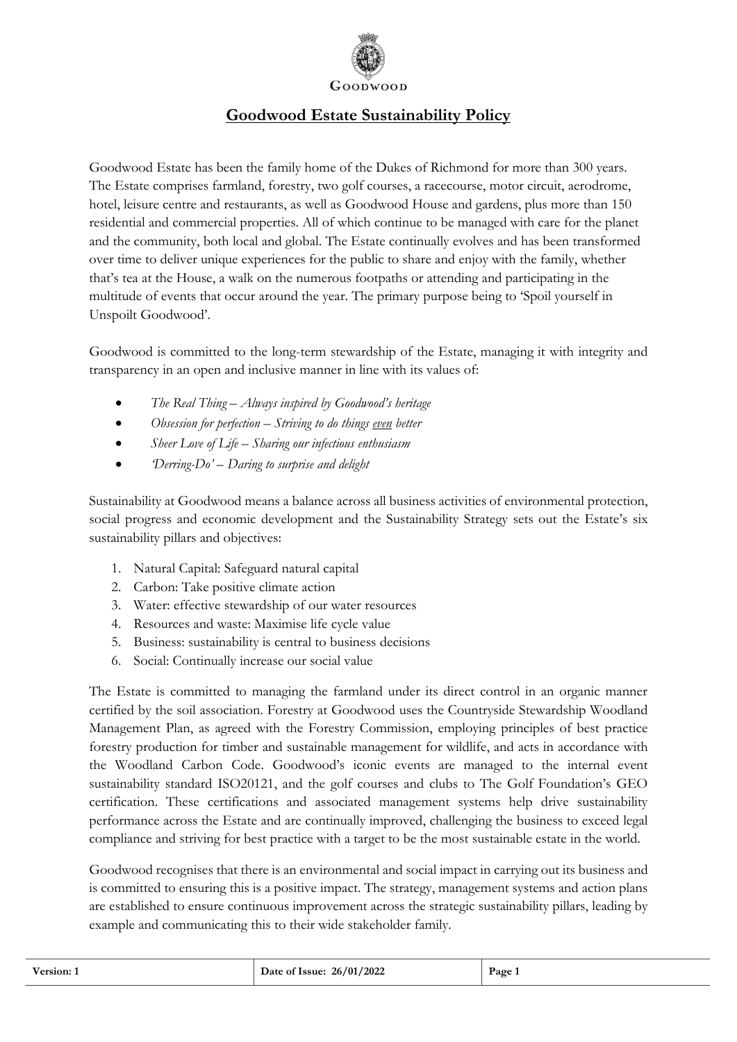GOODWOOD

# Goodwood Estate Sustainability Policy

Goodwood Estate has been the family home of the Dukes of Richmond for more than 300 years. The Estate comprises farmland, forestry, two golf courses, a racecourse, motor circuit, aerodrome, hotel, leisure centre and restaurants, as well as Goodwood House and gardens, plus more than 150 residential and commercial properties. All of which continue to be managed with care for the planet and the community, both local and global. The Estate continually evolves and has been transformed over time to deliver unique experiences for the public to share and enjoy with the family, whether that's tea at the House, a walk on the numerous footpaths or attending and participating in the multitude of events that occur around the year. The primary purpose being to 'Spoil yourself in Unspoilt Goodwood'.

Goodwood is committed to the long-term stewardship of the Estate, managing it with integrity and transparency in an open and inclusive manner in line with its values of:

- *The Real Thing – Always inspired by Goodwood's heritage*
- *Obsession for perfection – Striving to do things <u>even</u> better*
- *Sheer Love of Life – Sharing our infectious enthusiasm*
- *'Derring-Do' – Daring to surprise and delight*

Sustainability at Goodwood means a balance across all business activities of environmental protection, social progress and economic development and the Sustainability Strategy sets out the Estate's six sustainability pillars and objectives:

1. Natural Capital: Safeguard natural capital
2. Carbon: Take positive climate action
3. Water: effective stewardship of our water resources
4. Resources and waste: Maximise life cycle value
5. Business: sustainability is central to business decisions
6. Social: Continually increase our social value

The Estate is committed to managing the farmland under its direct control in an organic manner certified by the soil association. Forestry at Goodwood uses the Countryside Stewardship Woodland Management Plan, as agreed with the Forestry Commission, employing principles of best practice forestry production for timber and sustainable management for wildlife, and acts in accordance with the Woodland Carbon Code. Goodwood's iconic events are managed to the internal event sustainability standard ISO20121, and the golf courses and clubs to The Golf Foundation's GEO certification. These certifications and associated management systems help drive sustainability performance across the Estate and are continually improved, challenging the business to exceed legal compliance and striving for best practice with a target to be the most sustainable estate in the world.

Goodwood recognises that there is an environmental and social impact in carrying out its business and is committed to ensuring this is a positive impact. The strategy, management systems and action plans are established to ensure continuous improvement across the strategic sustainability pillars, leading by example and communicating this to their wide stakeholder family.

| Version: 1 | Date of Issue: 26/01/2022 | Page 1 |
|---|---|---|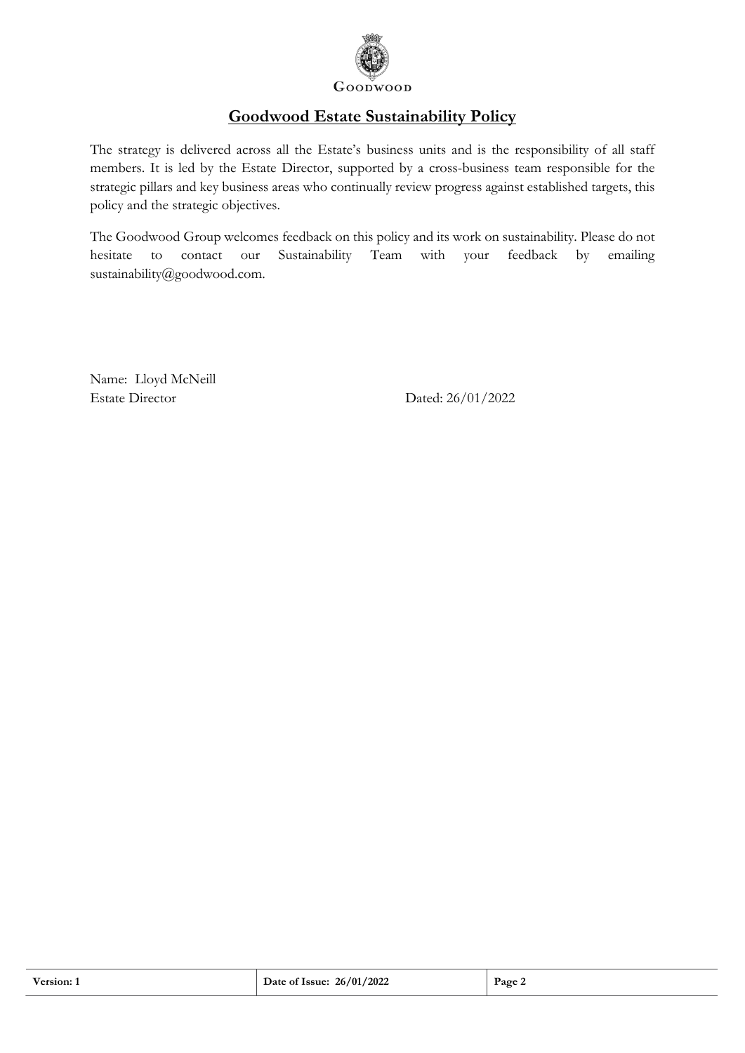# Goodwood Estate Sustainability Policy

The strategy is delivered across all the Estate's business units and is the responsibility of all staff members. It is led by the Estate Director, supported by a cross-business team responsible for the strategic pillars and key business areas who continually review progress against established targets, this policy and the strategic objectives.

The Goodwood Group welcomes feedback on this policy and its work on sustainability. Please do not hesitate to contact our Sustainability Team with your feedback by emailing sustainability@goodwood.com.

Name: Lloyd McNeill
Estate Director

Dated: 26/01/2022

| | | |
|---|---|---|
| **Version: 1** | **Date of Issue: 26/01/2022** | **Page 2** |